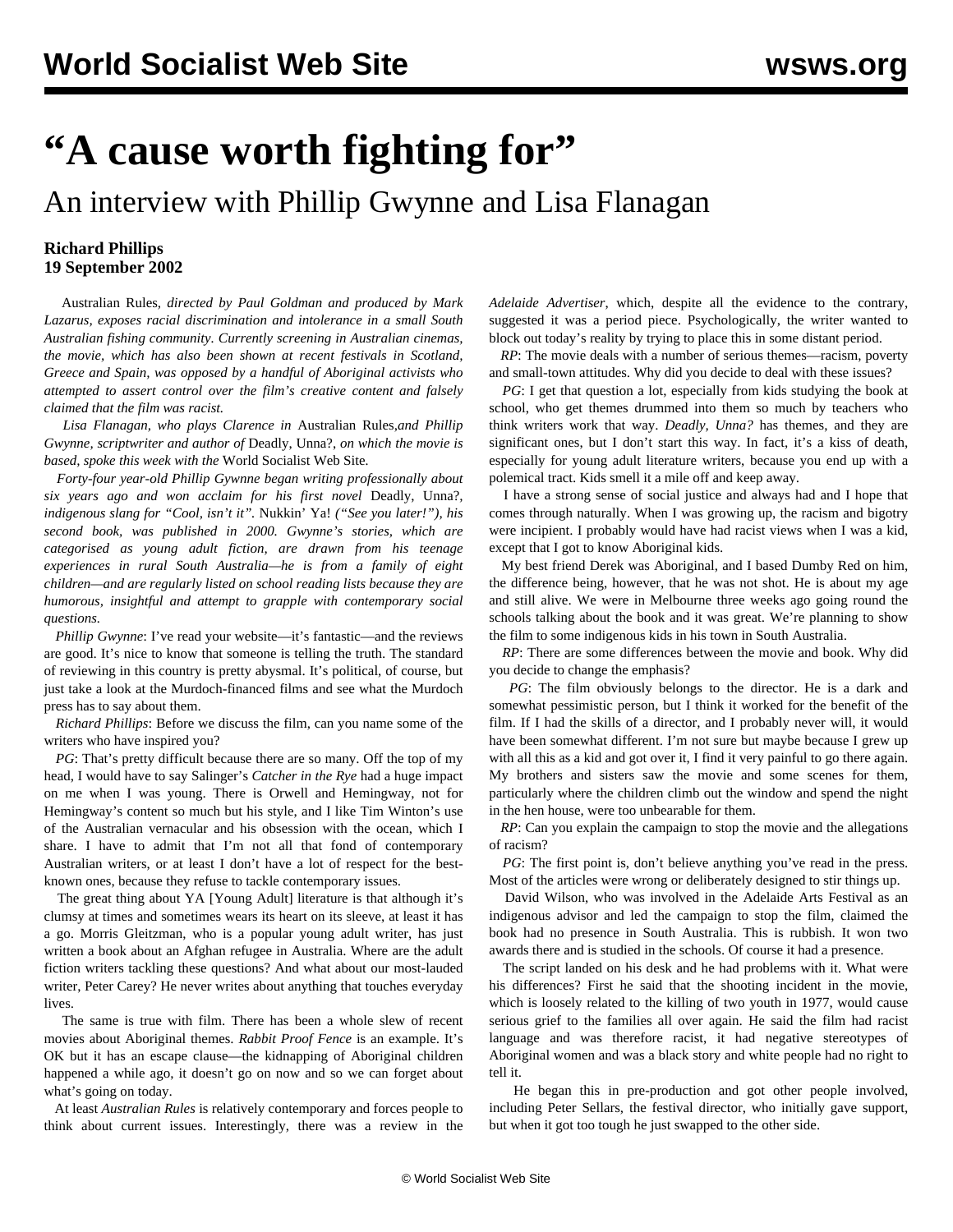# "A cause worth fighting for"

## An interview with Phillip Gwynne and Lisa Flanagan

**Richard Phillips**
**19 September 2002**

*Australian Rules, directed by Paul Goldman and produced by Mark Lazarus, exposes racial discrimination and intolerance in a small South Australian fishing community. Currently screening in Australian cinemas, the movie, which has also been shown at recent festivals in Scotland, Greece and Spain, was opposed by a handful of Aboriginal activists who attempted to assert control over the film's creative content and falsely claimed that the film was racist.*

*Lisa Flanagan, who plays Clarence in* Australian Rules,*and Phillip Gwynne, scriptwriter and author of* Deadly, Unna?, *on which the movie is based, spoke this week with the* World Socialist Web Site.

*Forty-four year-old Phillip Gywnne began writing professionally about six years ago and won acclaim for his first novel* Deadly, Unna?, *indigenous slang for "Cool, isn't it".* Nukkin' Ya! *("See you later!"), his second book, was published in 2000. Gwynne's stories, which are categorised as young adult fiction, are drawn from his teenage experiences in rural South Australia—he is from a family of eight children—and are regularly listed on school reading lists because they are humorous, insightful and attempt to grapple with contemporary social questions.*

*Phillip Gwynne*: I've read your website—it's fantastic—and the reviews are good. It's nice to know that someone is telling the truth. The standard of reviewing in this country is pretty abysmal. It's political, of course, but just take a look at the Murdoch-financed films and see what the Murdoch press has to say about them.

*Richard Phillips*: Before we discuss the film, can you name some of the writers who have inspired you?

*PG*: That's pretty difficult because there are so many. Off the top of my head, I would have to say Salinger's *Catcher in the Rye* had a huge impact on me when I was young. There is Orwell and Hemingway, not for Hemingway's content so much but his style, and I like Tim Winton's use of the Australian vernacular and his obsession with the ocean, which I share. I have to admit that I'm not all that fond of contemporary Australian writers, or at least I don't have a lot of respect for the best-known ones, because they refuse to tackle contemporary issues.

The great thing about YA [Young Adult] literature is that although it's clumsy at times and sometimes wears its heart on its sleeve, at least it has a go. Morris Gleitzman, who is a popular young adult writer, has just written a book about an Afghan refugee in Australia. Where are the adult fiction writers tackling these questions? And what about our most-lauded writer, Peter Carey? He never writes about anything that touches everyday lives.

The same is true with film. There has been a whole slew of recent movies about Aboriginal themes. *Rabbit Proof Fence* is an example. It's OK but it has an escape clause—the kidnapping of Aboriginal children happened a while ago, it doesn't go on now and so we can forget about what's going on today.

At least *Australian Rules* is relatively contemporary and forces people to think about current issues. Interestingly, there was a review in the *Adelaide Advertiser*, which, despite all the evidence to the contrary, suggested it was a period piece. Psychologically, the writer wanted to block out today's reality by trying to place this in some distant period.

*RP*: The movie deals with a number of serious themes—racism, poverty and small-town attitudes. Why did you decide to deal with these issues?

*PG*: I get that question a lot, especially from kids studying the book at school, who get themes drummed into them so much by teachers who think writers work that way. *Deadly, Unna?* has themes, and they are significant ones, but I don't start this way. In fact, it's a kiss of death, especially for young adult literature writers, because you end up with a polemical tract. Kids smell it a mile off and keep away.

I have a strong sense of social justice and always had and I hope that comes through naturally. When I was growing up, the racism and bigotry were incipient. I probably would have had racist views when I was a kid, except that I got to know Aboriginal kids.

My best friend Derek was Aboriginal, and I based Dumby Red on him, the difference being, however, that he was not shot. He is about my age and still alive. We were in Melbourne three weeks ago going round the schools talking about the book and it was great. We're planning to show the film to some indigenous kids in his town in South Australia.

*RP*: There are some differences between the movie and book. Why did you decide to change the emphasis?

*PG*: The film obviously belongs to the director. He is a dark and somewhat pessimistic person, but I think it worked for the benefit of the film. If I had the skills of a director, and I probably never will, it would have been somewhat different. I'm not sure but maybe because I grew up with all this as a kid and got over it, I find it very painful to go there again. My brothers and sisters saw the movie and some scenes for them, particularly where the children climb out the window and spend the night in the hen house, were too unbearable for them.

*RP*: Can you explain the campaign to stop the movie and the allegations of racism?

*PG*: The first point is, don't believe anything you've read in the press. Most of the articles were wrong or deliberately designed to stir things up.

David Wilson, who was involved in the Adelaide Arts Festival as an indigenous advisor and led the campaign to stop the film, claimed the book had no presence in South Australia. This is rubbish. It won two awards there and is studied in the schools. Of course it had a presence.

The script landed on his desk and he had problems with it. What were his differences? First he said that the shooting incident in the movie, which is loosely related to the killing of two youth in 1977, would cause serious grief to the families all over again. He said the film had racist language and was therefore racist, it had negative stereotypes of Aboriginal women and was a black story and white people had no right to tell it.

He began this in pre-production and got other people involved, including Peter Sellars, the festival director, who initially gave support, but when it got too tough he just swapped to the other side.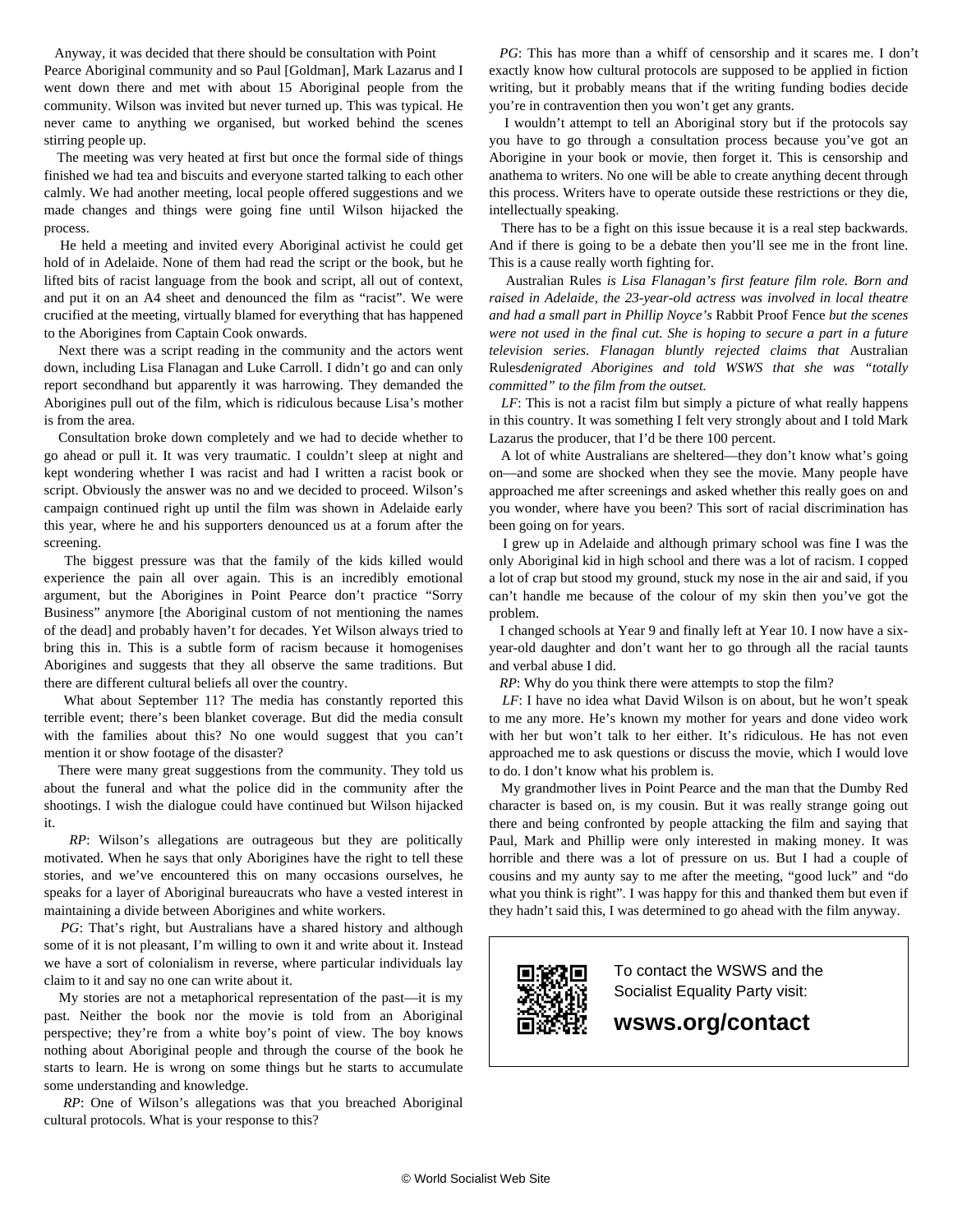Anyway, it was decided that there should be consultation with Point Pearce Aboriginal community and so Paul [Goldman], Mark Lazarus and I went down there and met with about 15 Aboriginal people from the community. Wilson was invited but never turned up. This was typical. He never came to anything we organised, but worked behind the scenes stirring people up.

The meeting was very heated at first but once the formal side of things finished we had tea and biscuits and everyone started talking to each other calmly. We had another meeting, local people offered suggestions and we made changes and things were going fine until Wilson hijacked the process.

He held a meeting and invited every Aboriginal activist he could get hold of in Adelaide. None of them had read the script or the book, but he lifted bits of racist language from the book and script, all out of context, and put it on an A4 sheet and denounced the film as "racist". We were crucified at the meeting, virtually blamed for everything that has happened to the Aborigines from Captain Cook onwards.

Next there was a script reading in the community and the actors went down, including Lisa Flanagan and Luke Carroll. I didn't go and can only report secondhand but apparently it was harrowing. They demanded the Aborigines pull out of the film, which is ridiculous because Lisa's mother is from the area.

Consultation broke down completely and we had to decide whether to go ahead or pull it. It was very traumatic. I couldn't sleep at night and kept wondering whether I was racist and had I written a racist book or script. Obviously the answer was no and we decided to proceed. Wilson's campaign continued right up until the film was shown in Adelaide early this year, where he and his supporters denounced us at a forum after the screening.

The biggest pressure was that the family of the kids killed would experience the pain all over again. This is an incredibly emotional argument, but the Aborigines in Point Pearce don't practice "Sorry Business" anymore [the Aboriginal custom of not mentioning the names of the dead] and probably haven't for decades. Yet Wilson always tried to bring this in. This is a subtle form of racism because it homogenises Aborigines and suggests that they all observe the same traditions. But there are different cultural beliefs all over the country.

What about September 11? The media has constantly reported this terrible event; there's been blanket coverage. But did the media consult with the families about this? No one would suggest that you can't mention it or show footage of the disaster?

There were many great suggestions from the community. They told us about the funeral and what the police did in the community after the shootings. I wish the dialogue could have continued but Wilson hijacked it.

*RP*: Wilson's allegations are outrageous but they are politically motivated. When he says that only Aborigines have the right to tell these stories, and we've encountered this on many occasions ourselves, he speaks for a layer of Aboriginal bureaucrats who have a vested interest in maintaining a divide between Aborigines and white workers.

*PG*: That's right, but Australians have a shared history and although some of it is not pleasant, I'm willing to own it and write about it. Instead we have a sort of colonialism in reverse, where particular individuals lay claim to it and say no one can write about it.

My stories are not a metaphorical representation of the past—it is my past. Neither the book nor the movie is told from an Aboriginal perspective; they're from a white boy's point of view. The boy knows nothing about Aboriginal people and through the course of the book he starts to learn. He is wrong on some things but he starts to accumulate some understanding and knowledge.

*RP*: One of Wilson's allegations was that you breached Aboriginal cultural protocols. What is your response to this?

*PG*: This has more than a whiff of censorship and it scares me. I don't exactly know how cultural protocols are supposed to be applied in fiction writing, but it probably means that if the writing funding bodies decide you're in contravention then you won't get any grants.

I wouldn't attempt to tell an Aboriginal story but if the protocols say you have to go through a consultation process because you've got an Aborigine in your book or movie, then forget it. This is censorship and anathema to writers. No one will be able to create anything decent through this process. Writers have to operate outside these restrictions or they die, intellectually speaking.

There has to be a fight on this issue because it is a real step backwards. And if there is going to be a debate then you'll see me in the front line. This is a cause really worth fighting for.

Australian Rules *is Lisa Flanagan's first feature film role. Born and raised in Adelaide, the 23-year-old actress was involved in local theatre and had a small part in Phillip Noyce's* Rabbit Proof Fence *but the scenes were not used in the final cut. She is hoping to secure a part in a future television series. Flanagan bluntly rejected claims that* Australian Rules*denigrated Aborigines and told WSWS that she was "totally committed" to the film from the outset.*

*LF*: This is not a racist film but simply a picture of what really happens in this country. It was something I felt very strongly about and I told Mark Lazarus the producer, that I'd be there 100 percent.

A lot of white Australians are sheltered—they don't know what's going on—and some are shocked when they see the movie. Many people have approached me after screenings and asked whether this really goes on and you wonder, where have you been? This sort of racial discrimination has been going on for years.

I grew up in Adelaide and although primary school was fine I was the only Aboriginal kid in high school and there was a lot of racism. I copped a lot of crap but stood my ground, stuck my nose in the air and said, if you can't handle me because of the colour of my skin then you've got the problem.

I changed schools at Year 9 and finally left at Year 10. I now have a six-year-old daughter and don't want her to go through all the racial taunts and verbal abuse I did.

*RP*: Why do you think there were attempts to stop the film?

*LF*: I have no idea what David Wilson is on about, but he won't speak to me any more. He's known my mother for years and done video work with her but won't talk to her either. It's ridiculous. He has not even approached me to ask questions or discuss the movie, which I would love to do. I don't know what his problem is.

My grandmother lives in Point Pearce and the man that the Dumby Red character is based on, is my cousin. But it was really strange going out there and being confronted by people attacking the film and saying that Paul, Mark and Phillip were only interested in making money. It was horrible and there was a lot of pressure on us. But I had a couple of cousins and my aunty say to me after the meeting, "good luck" and "do what you think is right". I was happy for this and thanked them but even if they hadn't said this, I was determined to go ahead with the film anyway.

To contact the WSWS and the Socialist Equality Party visit:

**wsws.org/contact**